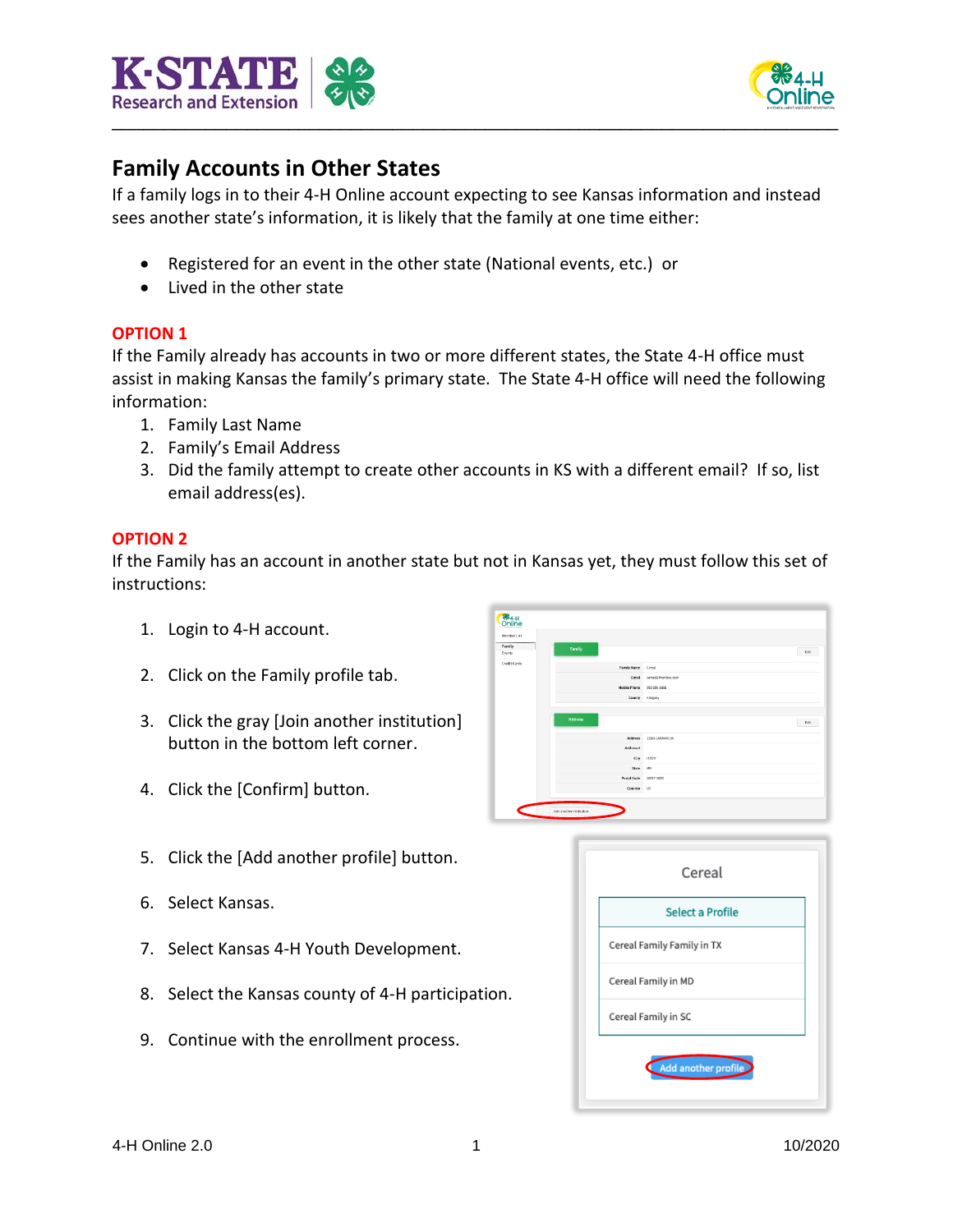# Family Accounts in Other States

If a family logs in to their 4-H Online account expecting to see Kansas information and instead sees another state's information, it is likely that the family at one time either:

- Registered for an event in the other state (National events, etc.) or
- Lived in the other state

## OPTION 1

If the Family already has accounts in two or more different states, the State 4-H office must assist in making Kansas the family's primary state. The State 4-H office will need the following information:

1. Family Last Name
2. Family's Email Address
3. Did the family attempt to create other accounts in KS with a different email? If so, list email address(es).

## OPTION 2

If the Family has an account in another state but not in Kansas yet, they must follow this set of instructions:

1. Login to 4-H account.
2. Click on the Family profile tab.
3. Click the gray [Join another institution] button in the bottom left corner.
4. Click the [Confirm] button.
5. Click the [Add another profile] button.
6. Select Kansas.
7. Select Kansas 4-H Youth Development.
8. Select the Kansas county of 4-H participation.
9. Continue with the enrollment process.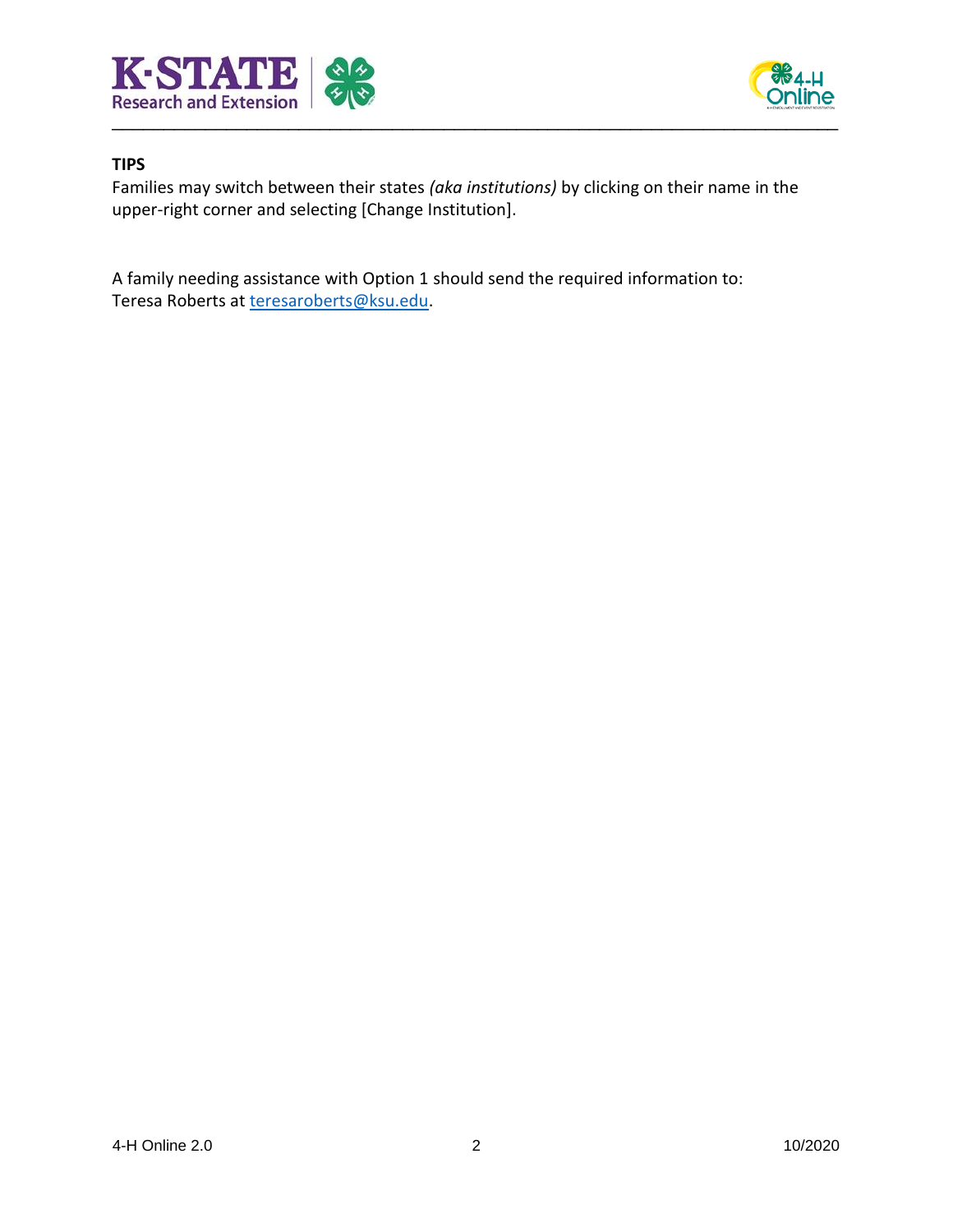**TIPS**

Families may switch between their states *(aka institutions)* by clicking on their name in the upper-right corner and selecting [Change Institution].

A family needing assistance with Option 1 should send the required information to:
Teresa Roberts at teresaroberts@ksu.edu.